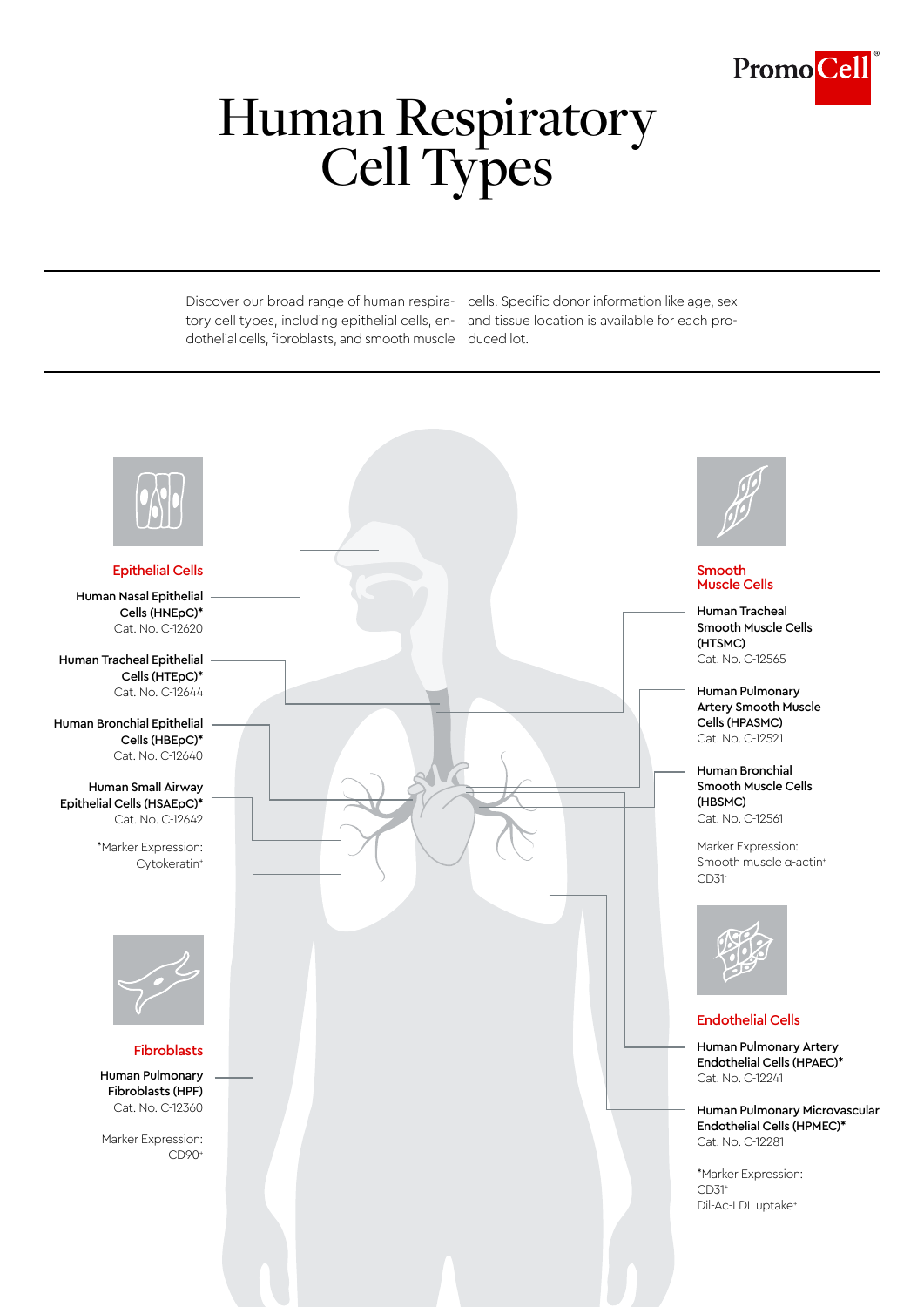# Human Respiratory Cell Types

Discover our broad range of human respiratory cell types, including epithelial cells, endothelial cells, fibroblasts, and smooth muscle cells. Specific donor information like age, sex and tissue location is available for each produced lot.

## Epithelial Cells

**Human Nasal Epithelial Cells (HNEpC)***
Cat. No. C-12620

**Human Tracheal Epithelial Cells (HTEpC)***
Cat. No. C-12644

**Human Bronchial Epithelial Cells (HBEpC)***
Cat. No. C-12640

**Human Small Airway Epithelial Cells (HSAEpC)***
Cat. No. C-12642

*Marker Expression:
Cytokeratin$^{+}$

## Fibroblasts

**Human Pulmonary Fibroblasts (HPF)**
Cat. No. C-12360

Marker Expression:
CD90$^{+}$

## Smooth Muscle Cells

**Human Tracheal Smooth Muscle Cells (HTSMC)**
Cat. No. C-12565

**Human Pulmonary Artery Smooth Muscle Cells (HPASMC)**
Cat. No. C-12521

**Human Bronchial Smooth Muscle Cells (HBSMC)**
Cat. No. C-12561

Marker Expression:
Smooth muscle α-actin$^{+}$
CD31$^{-}$

## Endothelial Cells

**Human Pulmonary Artery Endothelial Cells (HPAEC)***
Cat. No. C-12241

**Human Pulmonary Microvascular Endothelial Cells (HPMEC)***
Cat. No. C-12281

*Marker Expression:
CD31$^{+}$
Dil-Ac-LDL uptake$^{+}$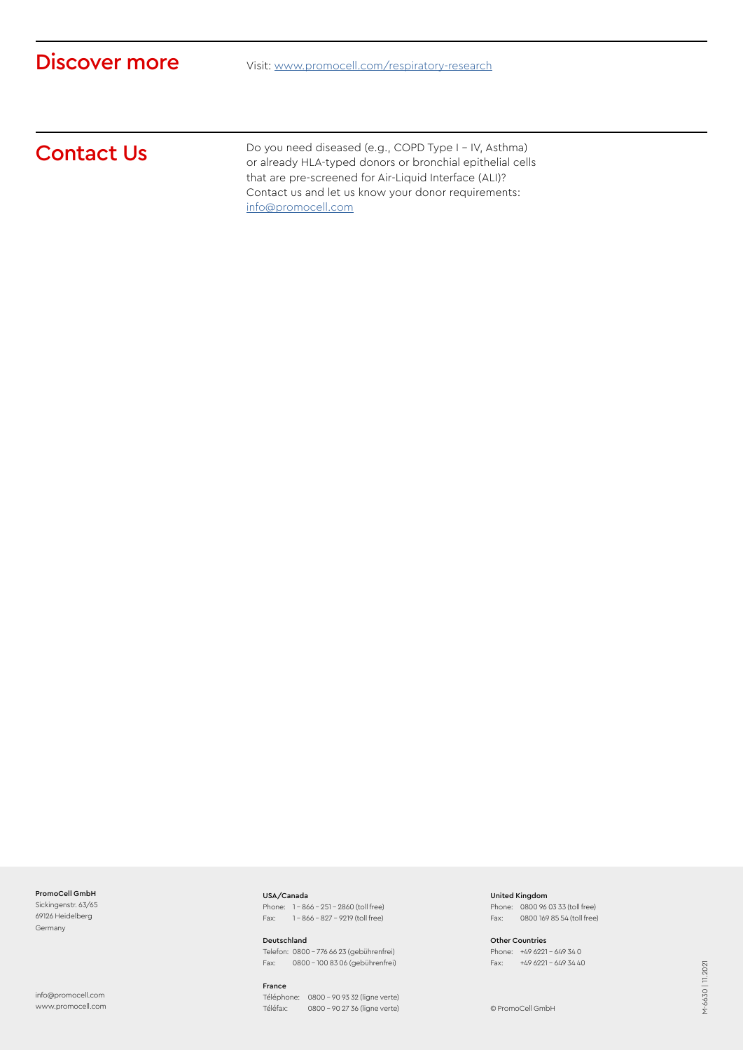## Discover more

Visit: www.promocell.com/respiratory-research

## Contact Us

Do you need diseased (e.g., COPD Type I – IV, Asthma) or already HLA-typed donors or bronchial epithelial cells that are pre-screened for Air-Liquid Interface (ALI)? Contact us and let us know your donor requirements: info@promocell.com

**PromoCell GmbH**
Sickingenstr. 63/65
69126 Heidelberg
Germany

info@promocell.com
www.promocell.com

**USA/Canada**
Phone: 1 – 866 – 251 – 2860 (toll free)
Fax: 1 – 866 – 827 – 9219 (toll free)

**Deutschland**
Telefon: 0800 – 776 66 23 (gebührenfrei)
Fax: 0800 – 100 83 06 (gebührenfrei)

**France**
Téléphone: 0800 – 90 93 32 (ligne verte)
Téléfax: 0800 – 90 27 36 (ligne verte)

**United Kingdom**
Phone: 0800 96 03 33 (toll free)
Fax: 0800 169 85 54 (toll free)

**Other Countries**
Phone: +49 6221 – 649 34 0
Fax: +49 6221 – 649 34 40

© PromoCell GmbH

M-6630 | 11.2021